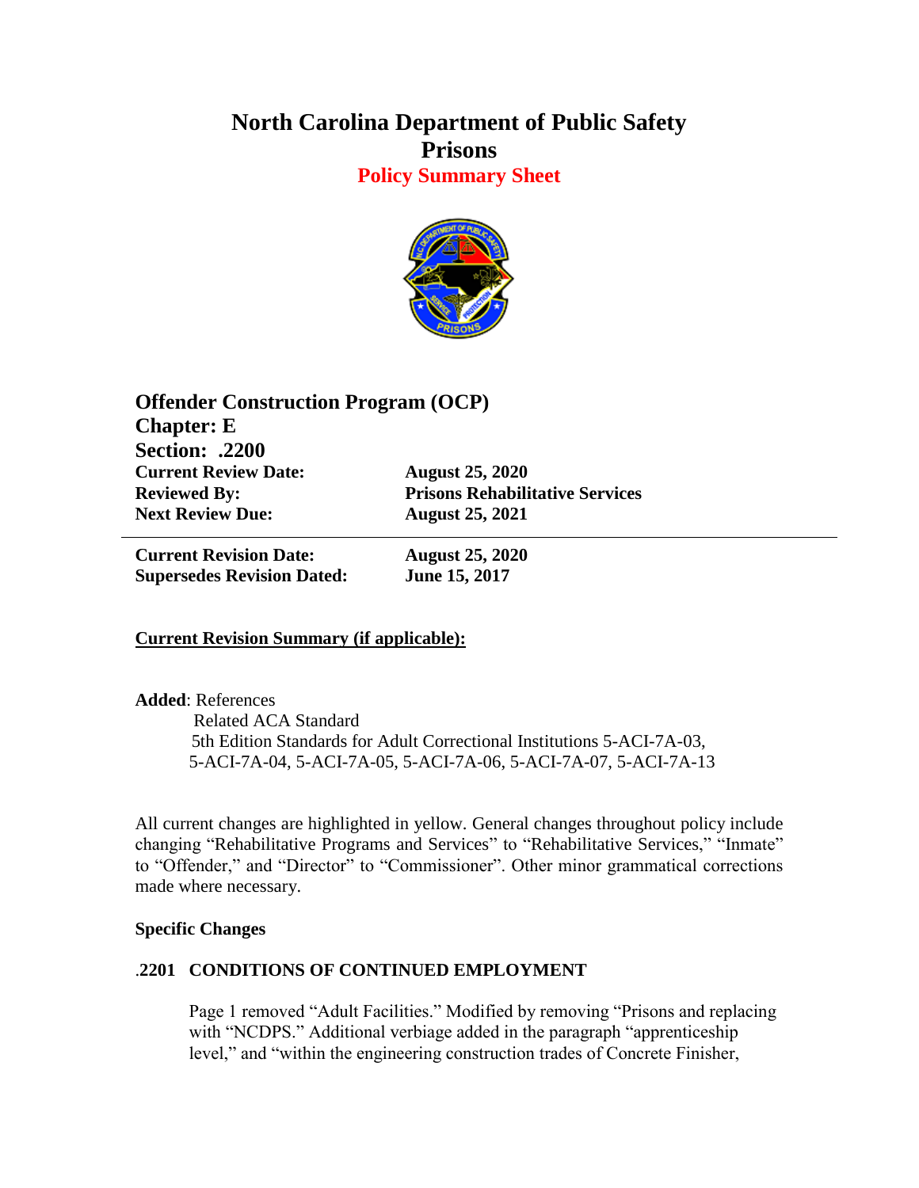# North Carolina Department of Public Safety
# Prisons
## Policy Summary Sheet

**Offender Construction Program (OCP)**
**Chapter: E**
**Section: .2200**

| | |
|---|---|
| **Current Review Date:** | **August 25, 2020** |
| **Reviewed By:** | **Prisons Rehabilitative Services** |
| **Next Review Due:** | **August 25, 2021** |

---

| | |
|---|---|
| **Current Revision Date:** | **August 25, 2020** |
| **Supersedes Revision Dated:** | **June 15, 2017** |

**Current Revision Summary (if applicable):**

**Added**: References
Related ACA Standard
5th Edition Standards for Adult Correctional Institutions 5-ACI-7A-03, 5-ACI-7A-04, 5-ACI-7A-05, 5-ACI-7A-06, 5-ACI-7A-07, 5-ACI-7A-13

All current changes are highlighted in yellow. General changes throughout policy include changing "Rehabilitative Programs and Services" to "Rehabilitative Services," "Inmate" to "Offender," and "Director" to "Commissioner". Other minor grammatical corrections made where necessary.

**Specific Changes**

**.2201 CONDITIONS OF CONTINUED EMPLOYMENT**

Page 1 removed "Adult Facilities." Modified by removing "Prisons and replacing with "NCDPS." Additional verbiage added in the paragraph "apprenticeship level," and "within the engineering construction trades of Concrete Finisher,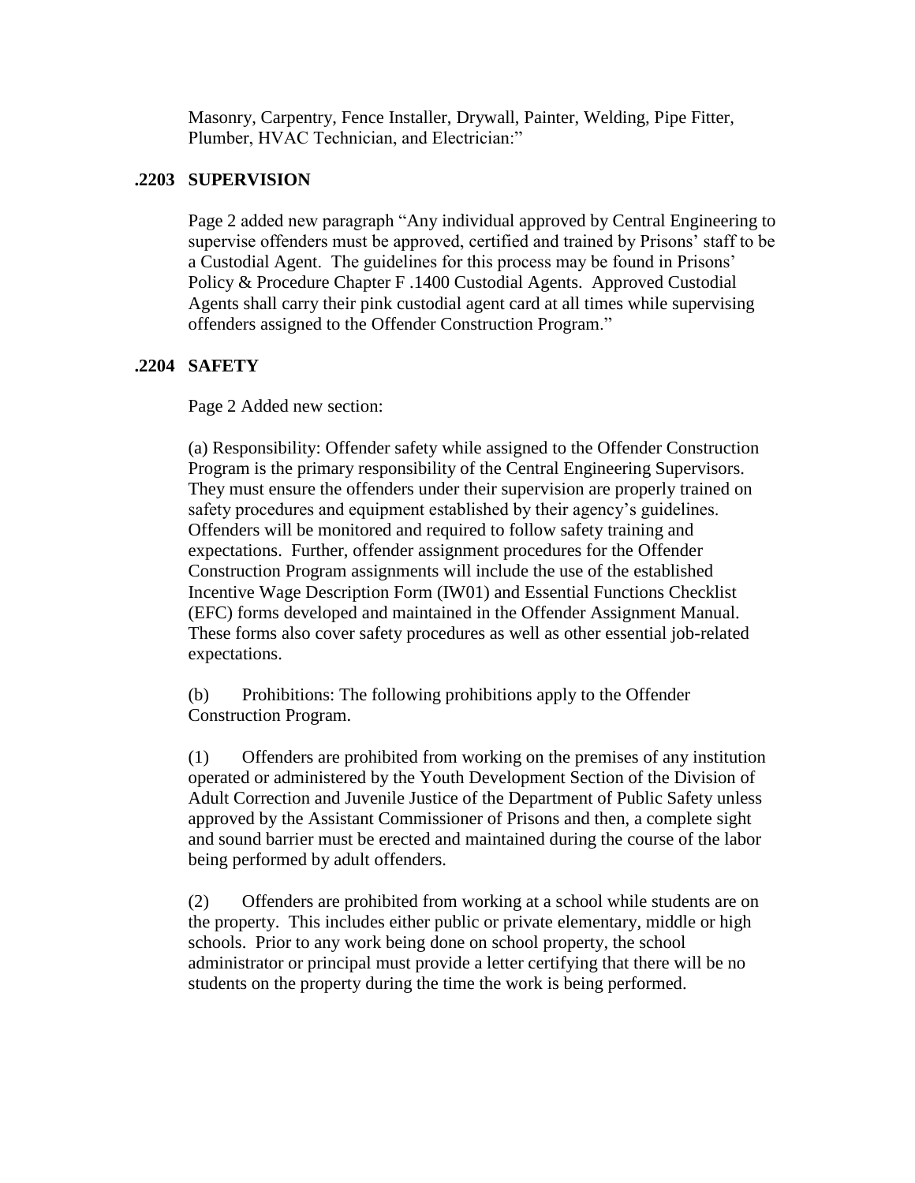Masonry, Carpentry, Fence Installer, Drywall, Painter, Welding, Pipe Fitter, Plumber, HVAC Technician, and Electrician:"

## .2203 SUPERVISION

Page 2 added new paragraph "Any individual approved by Central Engineering to supervise offenders must be approved, certified and trained by Prisons' staff to be a Custodial Agent. The guidelines for this process may be found in Prisons' Policy & Procedure Chapter F .1400 Custodial Agents. Approved Custodial Agents shall carry their pink custodial agent card at all times while supervising offenders assigned to the Offender Construction Program."

## .2204 SAFETY

Page 2 Added new section:

(a) Responsibility: Offender safety while assigned to the Offender Construction Program is the primary responsibility of the Central Engineering Supervisors. They must ensure the offenders under their supervision are properly trained on safety procedures and equipment established by their agency's guidelines. Offenders will be monitored and required to follow safety training and expectations. Further, offender assignment procedures for the Offender Construction Program assignments will include the use of the established Incentive Wage Description Form (IW01) and Essential Functions Checklist (EFC) forms developed and maintained in the Offender Assignment Manual. These forms also cover safety procedures as well as other essential job-related expectations.

(b) Prohibitions: The following prohibitions apply to the Offender Construction Program.

(1) Offenders are prohibited from working on the premises of any institution operated or administered by the Youth Development Section of the Division of Adult Correction and Juvenile Justice of the Department of Public Safety unless approved by the Assistant Commissioner of Prisons and then, a complete sight and sound barrier must be erected and maintained during the course of the labor being performed by adult offenders.

(2) Offenders are prohibited from working at a school while students are on the property. This includes either public or private elementary, middle or high schools. Prior to any work being done on school property, the school administrator or principal must provide a letter certifying that there will be no students on the property during the time the work is being performed.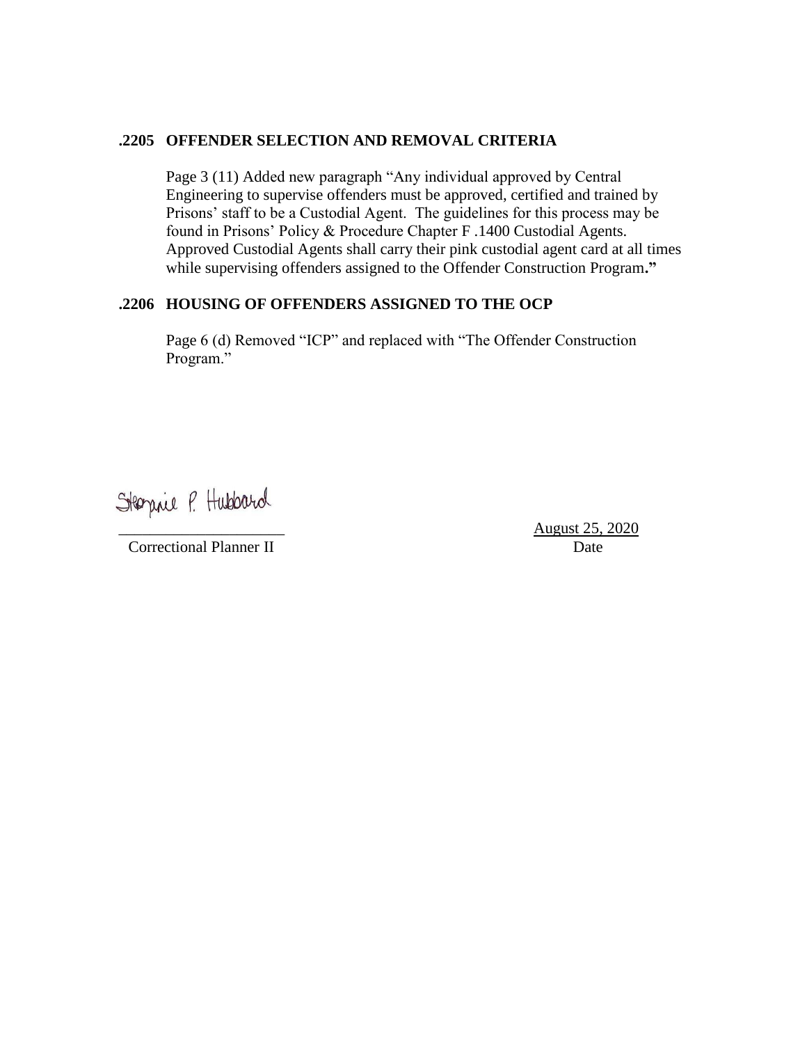### .2205 OFFENDER SELECTION AND REMOVAL CRITERIA

Page 3 (11) Added new paragraph "Any individual approved by Central Engineering to supervise offenders must be approved, certified and trained by Prisons' staff to be a Custodial Agent. The guidelines for this process may be found in Prisons' Policy & Procedure Chapter F .1400 Custodial Agents. Approved Custodial Agents shall carry their pink custodial agent card at all times while supervising offenders assigned to the Offender Construction Program**."**

### .2206 HOUSING OF OFFENDERS ASSIGNED TO THE OCP

Page 6 (d) Removed "ICP" and replaced with "The Offender Construction Program."

Stephanie P. Hubbard

Correctional Planner II

August 25, 2020

Date